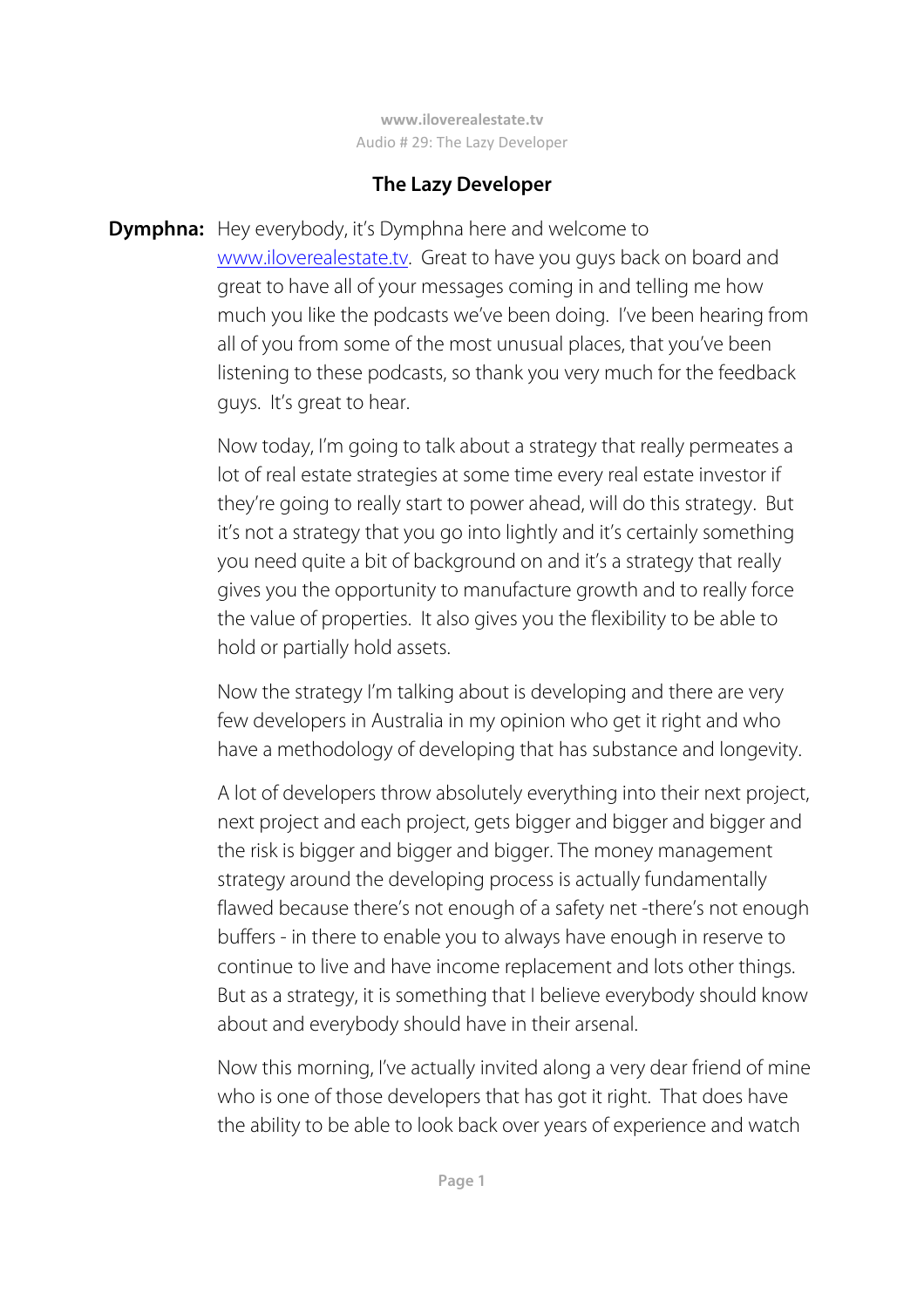# The Lazy Developer

**Dymphna:** Hey everybody, it's Dymphna here and welcome to www.iloverealestate.tv. Great to have you guys back on board and great to have all of your messages coming in and telling me how much you like the podcasts we've been doing. I've been hearing from all of you from some of the most unusual places, that you've been listening to these podcasts, so thank you very much for the feedback guys. It's great to hear.

Now today, I'm going to talk about a strategy that really permeates a lot of real estate strategies at some time every real estate investor if they're going to really start to power ahead, will do this strategy. But it's not a strategy that you go into lightly and it's certainly something you need quite a bit of background on and it's a strategy that really gives you the opportunity to manufacture growth and to really force the value of properties. It also gives you the flexibility to be able to hold or partially hold assets.

Now the strategy I'm talking about is developing and there are very few developers in Australia in my opinion who get it right and who have a methodology of developing that has substance and longevity.

A lot of developers throw absolutely everything into their next project, next project and each project, gets bigger and bigger and bigger and the risk is bigger and bigger and bigger. The money management strategy around the developing process is actually fundamentally flawed because there's not enough of a safety net -there's not enough buffers - in there to enable you to always have enough in reserve to continue to live and have income replacement and lots other things. But as a strategy, it is something that I believe everybody should know about and everybody should have in their arsenal.

Now this morning, I've actually invited along a very dear friend of mine who is one of those developers that has got it right. That does have the ability to be able to look back over years of experience and watch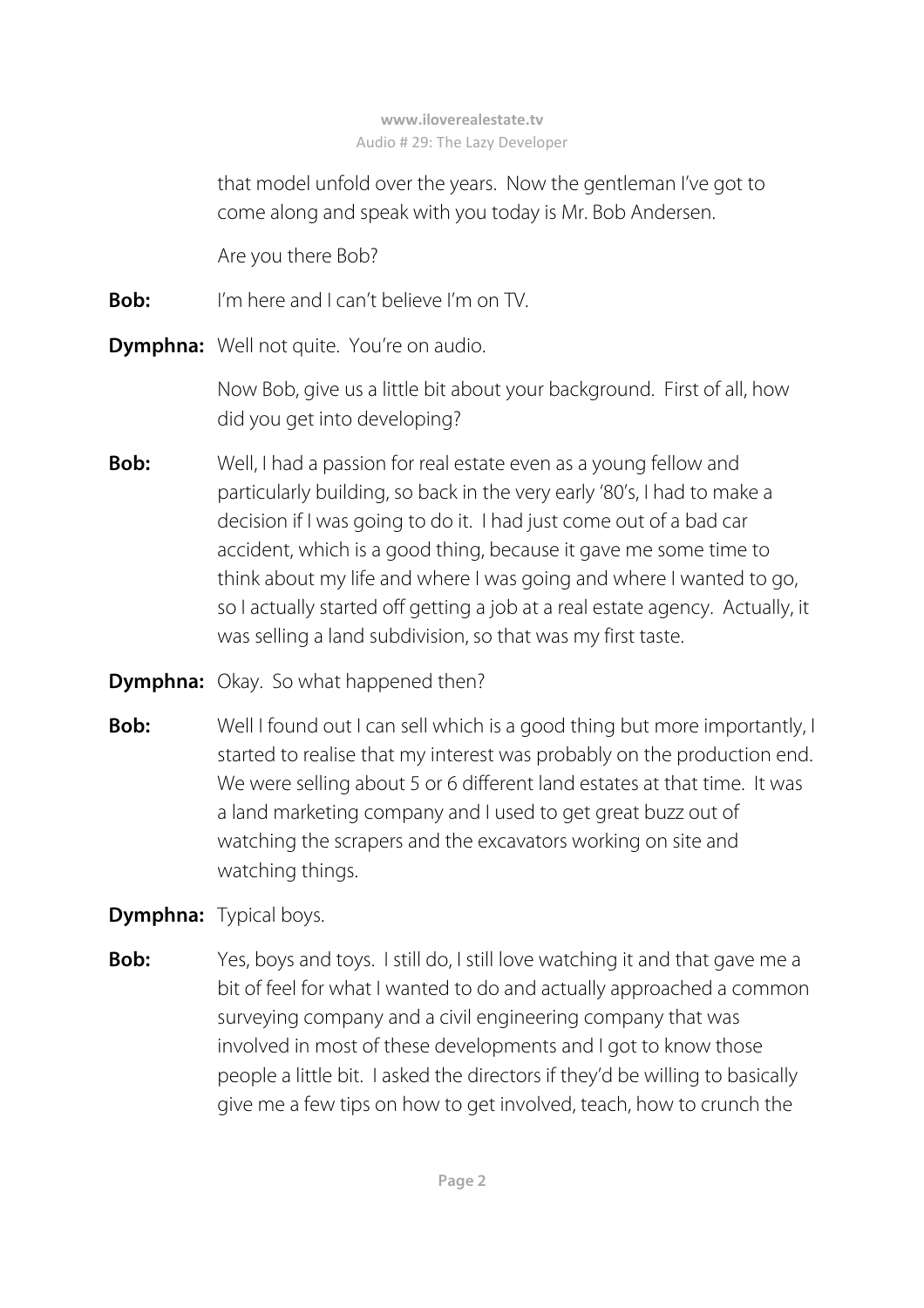that model unfold over the years. Now the gentleman I've got to come along and speak with you today is Mr. Bob Andersen.

Are you there Bob?

**Bob:** I'm here and I can't believe I'm on TV.

**Dymphna:** Well not quite. You're on audio.

Now Bob, give us a little bit about your background. First of all, how did you get into developing?

**Bob:** Well, I had a passion for real estate even as a young fellow and particularly building, so back in the very early '80's, I had to make a decision if I was going to do it. I had just come out of a bad car accident, which is a good thing, because it gave me some time to think about my life and where I was going and where I wanted to go, so I actually started off getting a job at a real estate agency. Actually, it was selling a land subdivision, so that was my first taste.

**Dymphna:** Okay. So what happened then?

**Bob:** Well I found out I can sell which is a good thing but more importantly, I started to realise that my interest was probably on the production end. We were selling about 5 or 6 different land estates at that time. It was a land marketing company and I used to get great buzz out of watching the scrapers and the excavators working on site and watching things.

**Dymphna:** Typical boys.

**Bob:** Yes, boys and toys. I still do, I still love watching it and that gave me a bit of feel for what I wanted to do and actually approached a common surveying company and a civil engineering company that was involved in most of these developments and I got to know those people a little bit. I asked the directors if they'd be willing to basically give me a few tips on how to get involved, teach, how to crunch the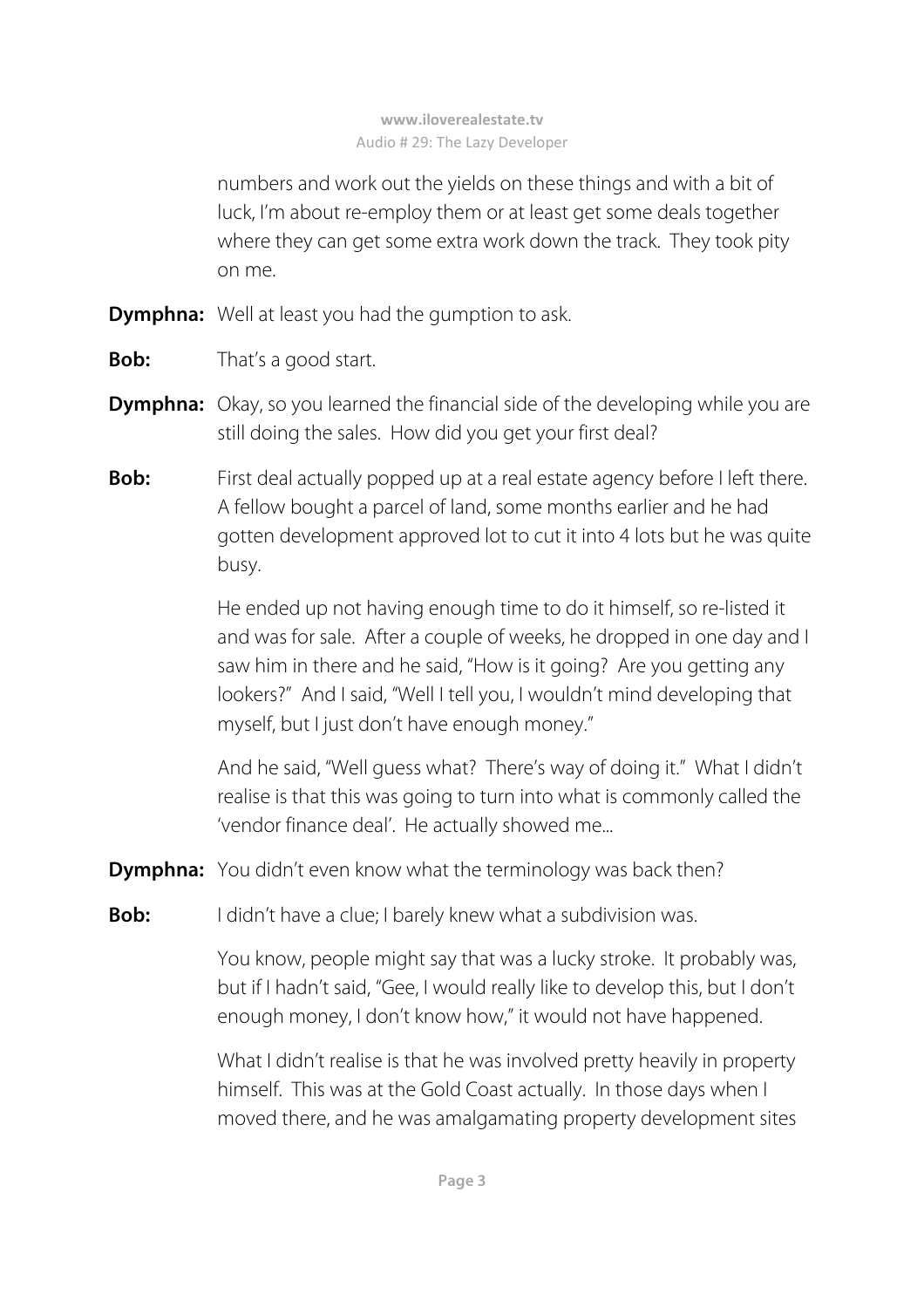numbers and work out the yields on these things and with a bit of luck, I'm about re-employ them or at least get some deals together where they can get some extra work down the track. They took pity on me.

**Dymphna:** Well at least you had the gumption to ask.

**Bob:** That's a good start.

**Dymphna:** Okay, so you learned the financial side of the developing while you are still doing the sales. How did you get your first deal?

**Bob:** First deal actually popped up at a real estate agency before I left there. A fellow bought a parcel of land, some months earlier and he had gotten development approved lot to cut it into 4 lots but he was quite busy.

He ended up not having enough time to do it himself, so re-listed it and was for sale. After a couple of weeks, he dropped in one day and I saw him in there and he said, "How is it going? Are you getting any lookers?" And I said, "Well I tell you, I wouldn't mind developing that myself, but I just don't have enough money."

And he said, "Well guess what? There's way of doing it." What I didn't realise is that this was going to turn into what is commonly called the 'vendor finance deal'. He actually showed me...

**Dymphna:** You didn't even know what the terminology was back then?

**Bob:** I didn't have a clue; I barely knew what a subdivision was.

You know, people might say that was a lucky stroke. It probably was, but if I hadn't said, "Gee, I would really like to develop this, but I don't enough money, I don't know how," it would not have happened.

What I didn't realise is that he was involved pretty heavily in property himself. This was at the Gold Coast actually. In those days when I moved there, and he was amalgamating property development sites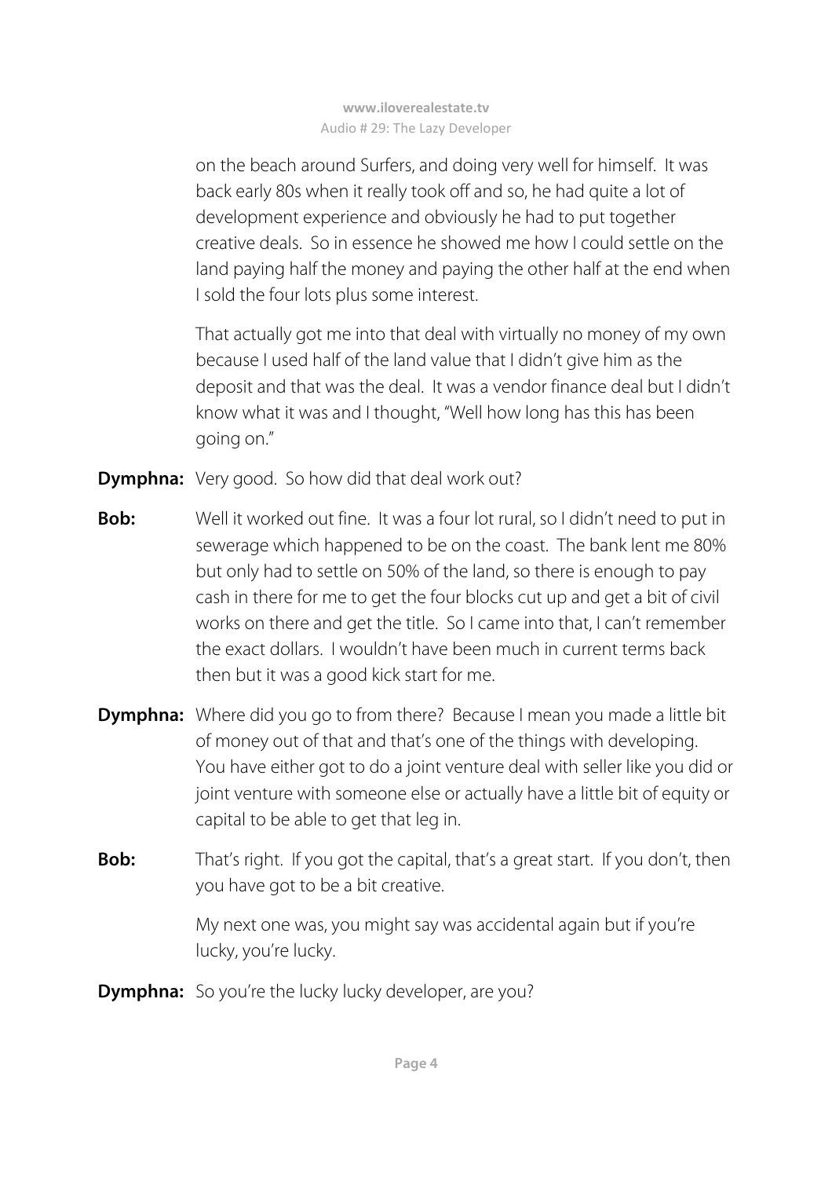on the beach around Surfers, and doing very well for himself. It was back early 80s when it really took off and so, he had quite a lot of development experience and obviously he had to put together creative deals. So in essence he showed me how I could settle on the land paying half the money and paying the other half at the end when I sold the four lots plus some interest.

That actually got me into that deal with virtually no money of my own because I used half of the land value that I didn't give him as the deposit and that was the deal. It was a vendor finance deal but I didn't know what it was and I thought, "Well how long has this has been going on."

**Dymphna:** Very good. So how did that deal work out?

**Bob:** Well it worked out fine. It was a four lot rural, so I didn't need to put in sewerage which happened to be on the coast. The bank lent me 80% but only had to settle on 50% of the land, so there is enough to pay cash in there for me to get the four blocks cut up and get a bit of civil works on there and get the title. So I came into that, I can't remember the exact dollars. I wouldn't have been much in current terms back then but it was a good kick start for me.

**Dymphna:** Where did you go to from there? Because I mean you made a little bit of money out of that and that's one of the things with developing. You have either got to do a joint venture deal with seller like you did or joint venture with someone else or actually have a little bit of equity or capital to be able to get that leg in.

**Bob:** That's right. If you got the capital, that's a great start. If you don't, then you have got to be a bit creative.

My next one was, you might say was accidental again but if you're lucky, you're lucky.

**Dymphna:** So you're the lucky lucky developer, are you?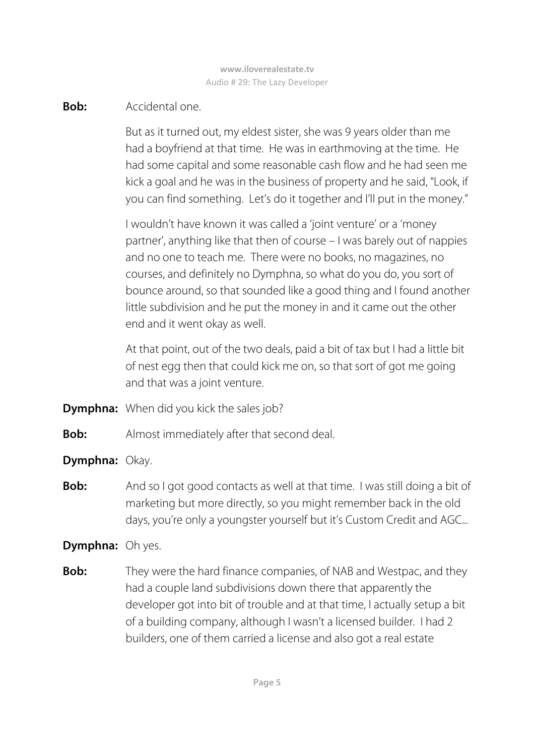**Bob:** Accidental one.

But as it turned out, my eldest sister, she was 9 years older than me had a boyfriend at that time. He was in earthmoving at the time. He had some capital and some reasonable cash flow and he had seen me kick a goal and he was in the business of property and he said, "Look, if you can find something. Let's do it together and I'll put in the money."

I wouldn't have known it was called a 'joint venture' or a 'money partner', anything like that then of course – I was barely out of nappies and no one to teach me. There were no books, no magazines, no courses, and definitely no Dymphna, so what do you do, you sort of bounce around, so that sounded like a good thing and I found another little subdivision and he put the money in and it came out the other end and it went okay as well.

At that point, out of the two deals, paid a bit of tax but I had a little bit of nest egg then that could kick me on, so that sort of got me going and that was a joint venture.

**Dymphna:** When did you kick the sales job?

**Bob:** Almost immediately after that second deal.

**Dymphna:** Okay.

**Bob:** And so I got good contacts as well at that time. I was still doing a bit of marketing but more directly, so you might remember back in the old days, you're only a youngster yourself but it's Custom Credit and AGC...

**Dymphna:** Oh yes.

**Bob:** They were the hard finance companies, of NAB and Westpac, and they had a couple land subdivisions down there that apparently the developer got into bit of trouble and at that time, I actually setup a bit of a building company, although I wasn't a licensed builder. I had 2 builders, one of them carried a license and also got a real estate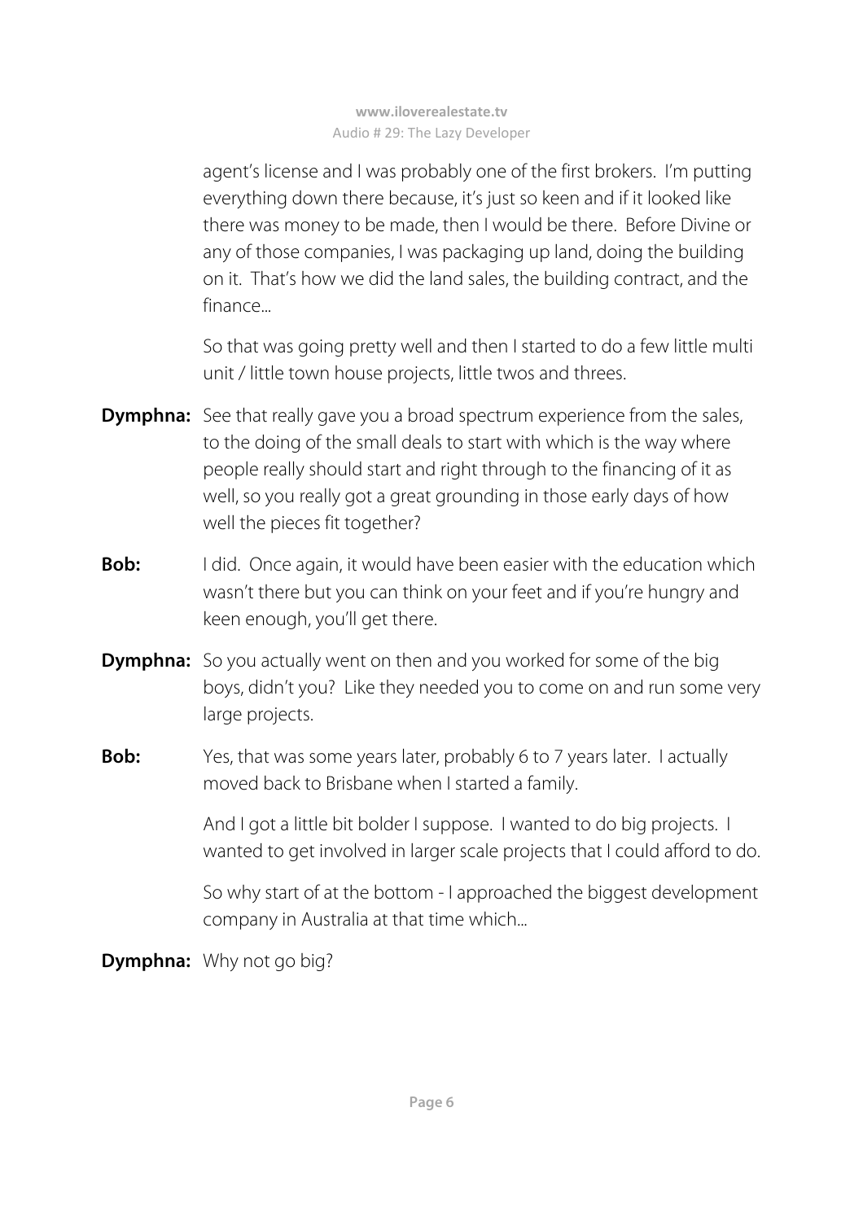agent's license and I was probably one of the first brokers. I'm putting everything down there because, it's just so keen and if it looked like there was money to be made, then I would be there. Before Divine or any of those companies, I was packaging up land, doing the building on it. That's how we did the land sales, the building contract, and the finance...

So that was going pretty well and then I started to do a few little multi unit / little town house projects, little twos and threes.

**Dymphna:** See that really gave you a broad spectrum experience from the sales, to the doing of the small deals to start with which is the way where people really should start and right through to the financing of it as well, so you really got a great grounding in those early days of how well the pieces fit together?

**Bob:** I did. Once again, it would have been easier with the education which wasn't there but you can think on your feet and if you're hungry and keen enough, you'll get there.

**Dymphna:** So you actually went on then and you worked for some of the big boys, didn't you? Like they needed you to come on and run some very large projects.

**Bob:** Yes, that was some years later, probably 6 to 7 years later. I actually moved back to Brisbane when I started a family.

And I got a little bit bolder I suppose. I wanted to do big projects. I wanted to get involved in larger scale projects that I could afford to do.

So why start of at the bottom - I approached the biggest development company in Australia at that time which...

**Dymphna:** Why not go big?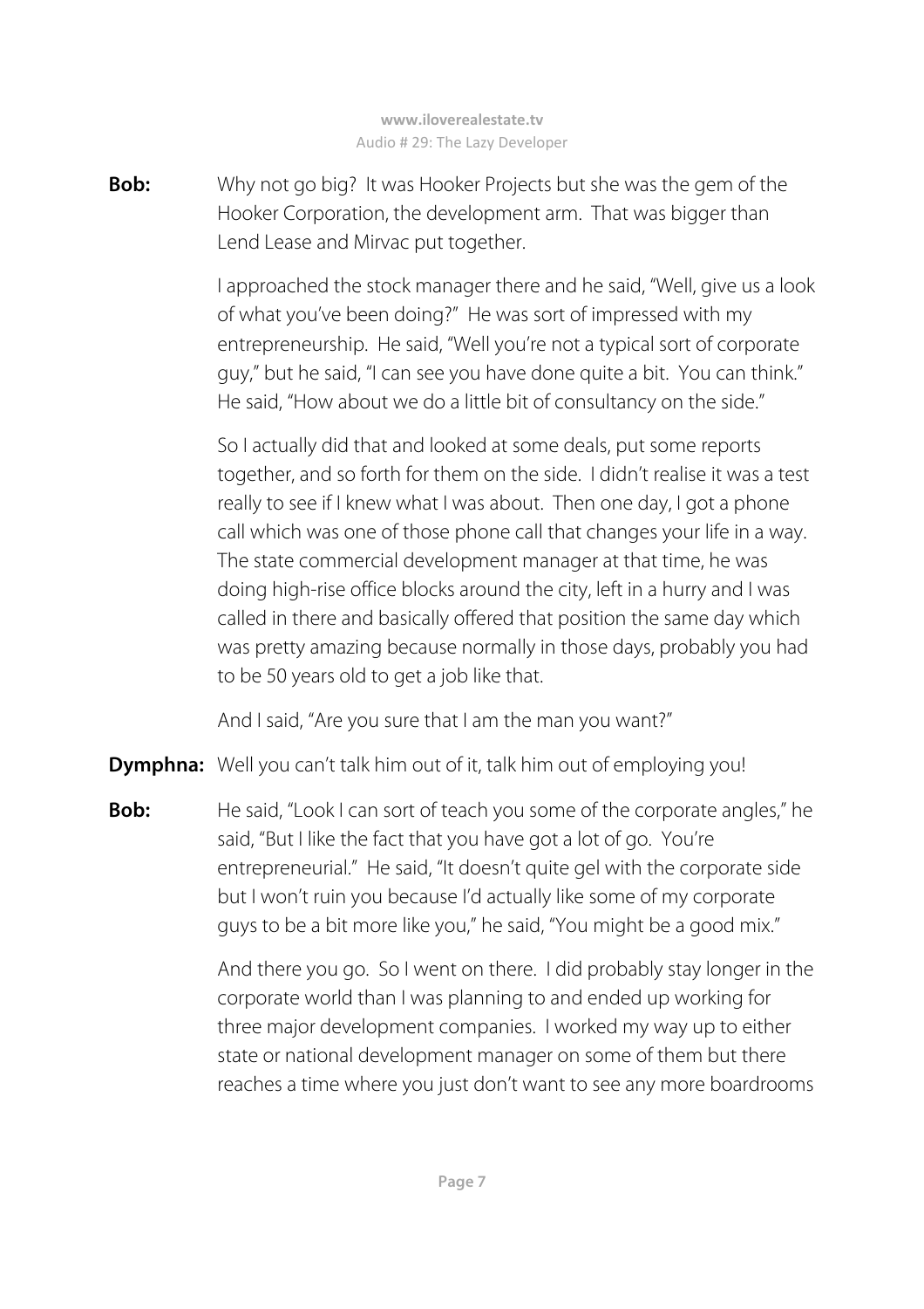**Bob:** Why not go big? It was Hooker Projects but she was the gem of the Hooker Corporation, the development arm. That was bigger than Lend Lease and Mirvac put together.

I approached the stock manager there and he said, "Well, give us a look of what you've been doing?" He was sort of impressed with my entrepreneurship. He said, "Well you're not a typical sort of corporate guy," but he said, "I can see you have done quite a bit. You can think." He said, "How about we do a little bit of consultancy on the side."

So I actually did that and looked at some deals, put some reports together, and so forth for them on the side. I didn't realise it was a test really to see if I knew what I was about. Then one day, I got a phone call which was one of those phone call that changes your life in a way. The state commercial development manager at that time, he was doing high-rise office blocks around the city, left in a hurry and I was called in there and basically offered that position the same day which was pretty amazing because normally in those days, probably you had to be 50 years old to get a job like that.

And I said, "Are you sure that I am the man you want?"

**Dymphna:** Well you can't talk him out of it, talk him out of employing you!

**Bob:** He said, "Look I can sort of teach you some of the corporate angles," he said, "But I like the fact that you have got a lot of go. You're entrepreneurial." He said, "It doesn't quite gel with the corporate side but I won't ruin you because I'd actually like some of my corporate guys to be a bit more like you," he said, "You might be a good mix."

And there you go. So I went on there. I did probably stay longer in the corporate world than I was planning to and ended up working for three major development companies. I worked my way up to either state or national development manager on some of them but there reaches a time where you just don't want to see any more boardrooms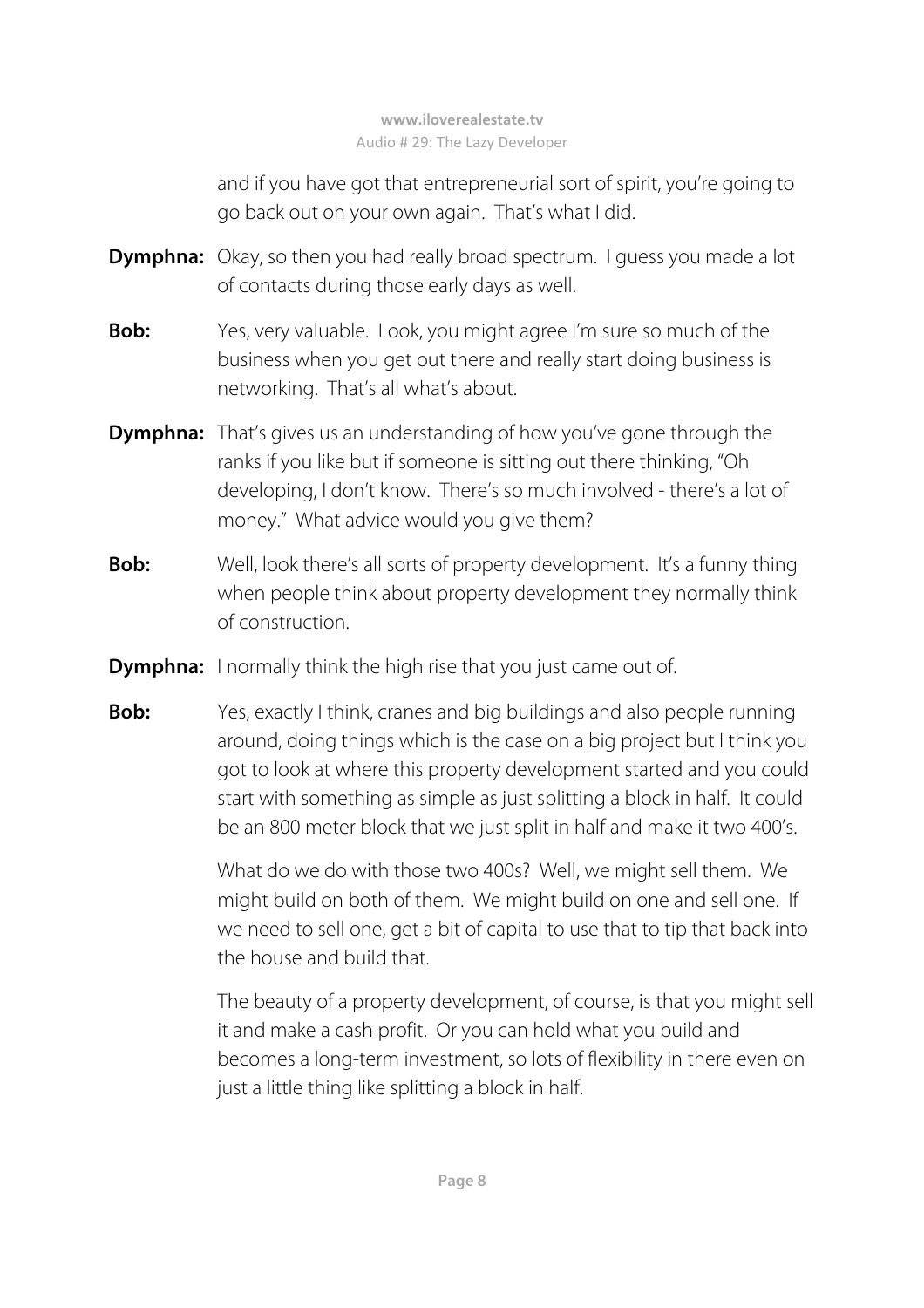and if you have got that entrepreneurial sort of spirit, you're going to go back out on your own again. That's what I did.

**Dymphna:** Okay, so then you had really broad spectrum. I guess you made a lot of contacts during those early days as well.

**Bob:** Yes, very valuable. Look, you might agree I'm sure so much of the business when you get out there and really start doing business is networking. That's all what's about.

**Dymphna:** That's gives us an understanding of how you've gone through the ranks if you like but if someone is sitting out there thinking, "Oh developing, I don't know. There's so much involved - there's a lot of money." What advice would you give them?

**Bob:** Well, look there's all sorts of property development. It's a funny thing when people think about property development they normally think of construction.

**Dymphna:** I normally think the high rise that you just came out of.

**Bob:** Yes, exactly I think, cranes and big buildings and also people running around, doing things which is the case on a big project but I think you got to look at where this property development started and you could start with something as simple as just splitting a block in half. It could be an 800 meter block that we just split in half and make it two 400's.

What do we do with those two 400s? Well, we might sell them. We might build on both of them. We might build on one and sell one. If we need to sell one, get a bit of capital to use that to tip that back into the house and build that.

The beauty of a property development, of course, is that you might sell it and make a cash profit. Or you can hold what you build and becomes a long-term investment, so lots of flexibility in there even on just a little thing like splitting a block in half.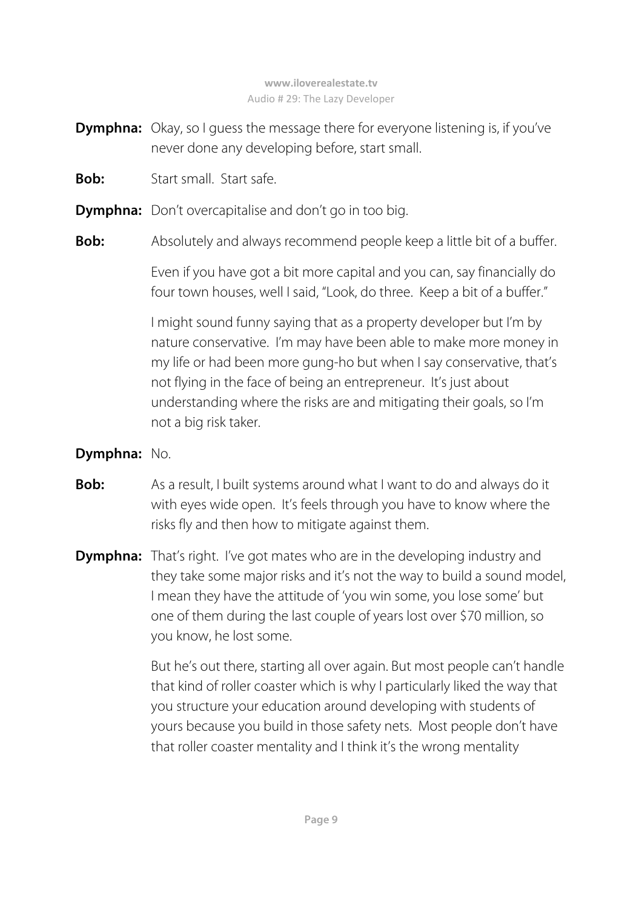**Dymphna:** Okay, so I guess the message there for everyone listening is, if you've never done any developing before, start small.

**Bob:** Start small. Start safe.

**Dymphna:** Don't overcapitalise and don't go in too big.

**Bob:** Absolutely and always recommend people keep a little bit of a buffer.

Even if you have got a bit more capital and you can, say financially do four town houses, well I said, "Look, do three. Keep a bit of a buffer."

I might sound funny saying that as a property developer but I'm by nature conservative. I'm may have been able to make more money in my life or had been more gung-ho but when I say conservative, that's not flying in the face of being an entrepreneur. It's just about understanding where the risks are and mitigating their goals, so I'm not a big risk taker.

**Dymphna:** No.

**Bob:** As a result, I built systems around what I want to do and always do it with eyes wide open. It's feels through you have to know where the risks fly and then how to mitigate against them.

**Dymphna:** That's right. I've got mates who are in the developing industry and they take some major risks and it's not the way to build a sound model, I mean they have the attitude of 'you win some, you lose some' but one of them during the last couple of years lost over $70 million, so you know, he lost some.

But he's out there, starting all over again. But most people can't handle that kind of roller coaster which is why I particularly liked the way that you structure your education around developing with students of yours because you build in those safety nets. Most people don't have that roller coaster mentality and I think it's the wrong mentality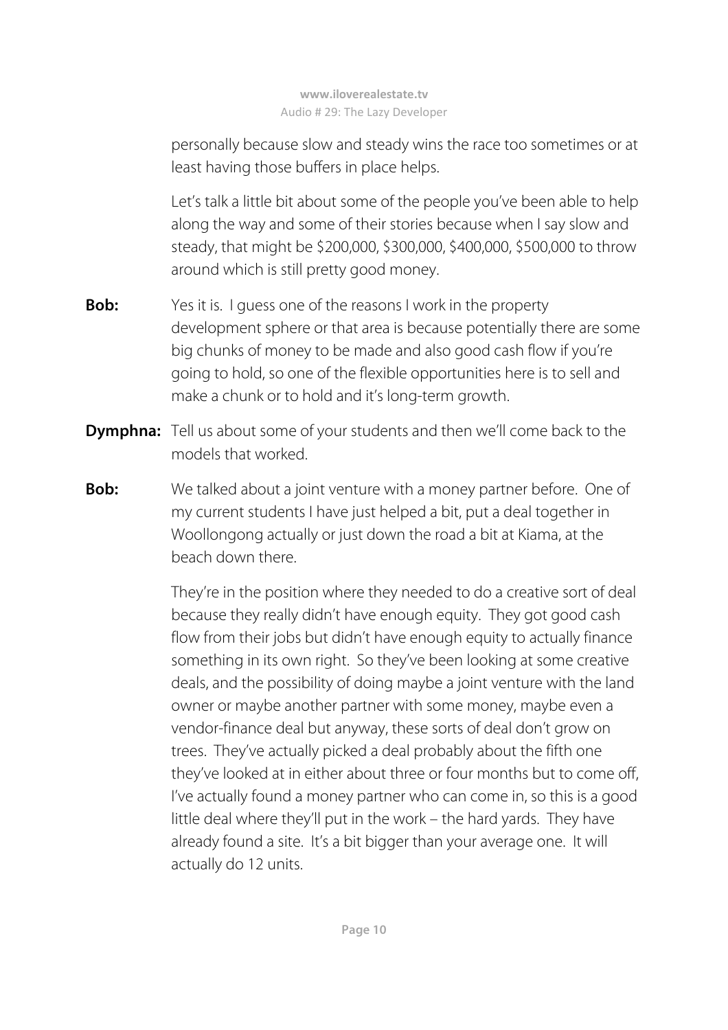personally because slow and steady wins the race too sometimes or at least having those buffers in place helps.

Let's talk a little bit about some of the people you've been able to help along the way and some of their stories because when I say slow and steady, that might be $200,000, $300,000, $400,000, $500,000 to throw around which is still pretty good money.

**Bob:** Yes it is. I guess one of the reasons I work in the property development sphere or that area is because potentially there are some big chunks of money to be made and also good cash flow if you're going to hold, so one of the flexible opportunities here is to sell and make a chunk or to hold and it's long-term growth.

**Dymphna:** Tell us about some of your students and then we'll come back to the models that worked.

**Bob:** We talked about a joint venture with a money partner before. One of my current students I have just helped a bit, put a deal together in Woollongong actually or just down the road a bit at Kiama, at the beach down there.

They're in the position where they needed to do a creative sort of deal because they really didn't have enough equity. They got good cash flow from their jobs but didn't have enough equity to actually finance something in its own right. So they've been looking at some creative deals, and the possibility of doing maybe a joint venture with the land owner or maybe another partner with some money, maybe even a vendor-finance deal but anyway, these sorts of deal don't grow on trees. They've actually picked a deal probably about the fifth one they've looked at in either about three or four months but to come off, I've actually found a money partner who can come in, so this is a good little deal where they'll put in the work – the hard yards. They have already found a site. It's a bit bigger than your average one. It will actually do 12 units.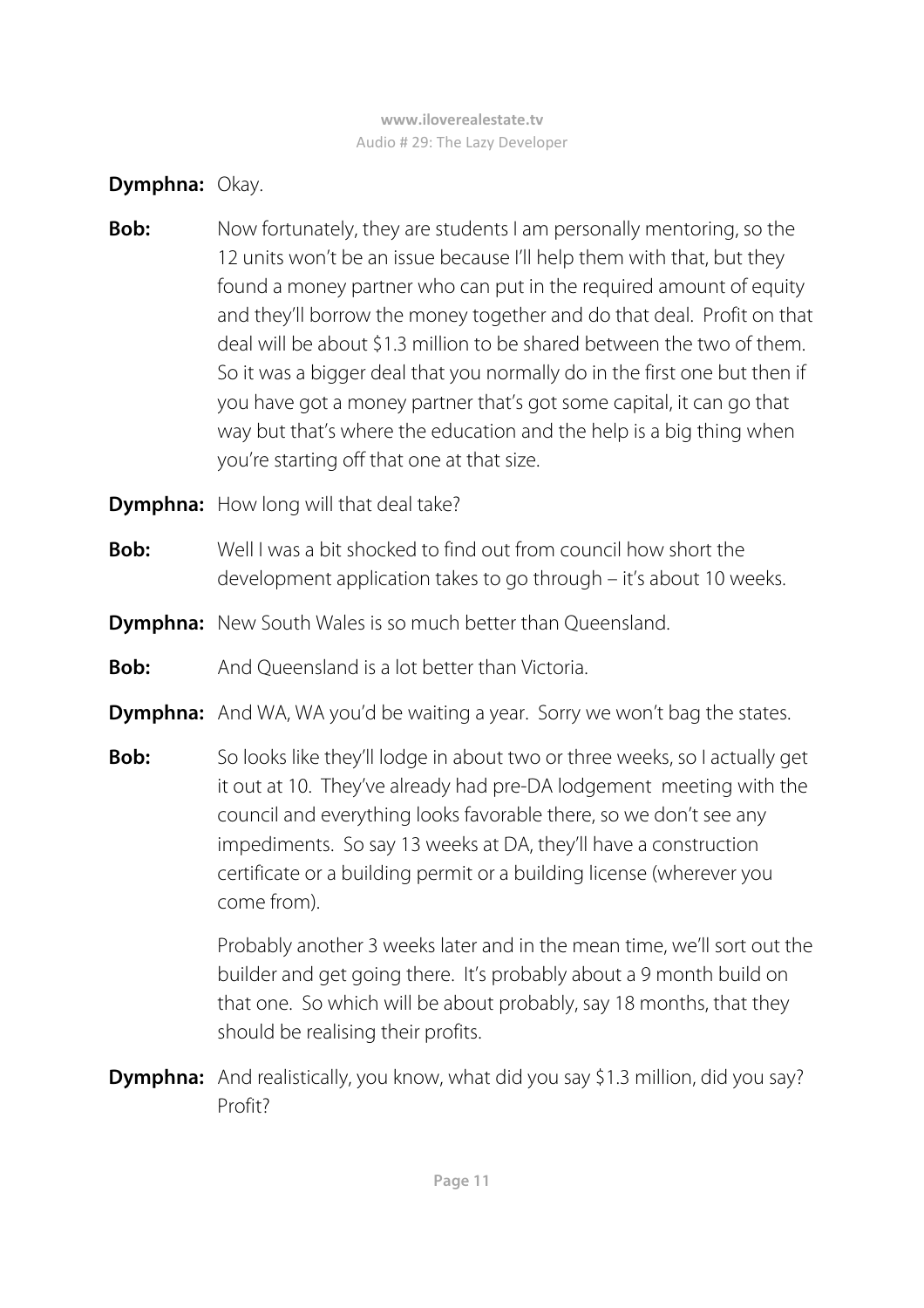**Dymphna:** Okay.

**Bob:** Now fortunately, they are students I am personally mentoring, so the 12 units won't be an issue because I'll help them with that, but they found a money partner who can put in the required amount of equity and they'll borrow the money together and do that deal. Profit on that deal will be about $1.3 million to be shared between the two of them. So it was a bigger deal that you normally do in the first one but then if you have got a money partner that's got some capital, it can go that way but that's where the education and the help is a big thing when you're starting off that one at that size.

**Dymphna:** How long will that deal take?

**Bob:** Well I was a bit shocked to find out from council how short the development application takes to go through – it's about 10 weeks.

**Dymphna:** New South Wales is so much better than Queensland.

**Bob:** And Queensland is a lot better than Victoria.

**Dymphna:** And WA, WA you'd be waiting a year. Sorry we won't bag the states.

**Bob:** So looks like they'll lodge in about two or three weeks, so I actually get it out at 10. They've already had pre-DA lodgement meeting with the council and everything looks favorable there, so we don't see any impediments. So say 13 weeks at DA, they'll have a construction certificate or a building permit or a building license (wherever you come from).

Probably another 3 weeks later and in the mean time, we'll sort out the builder and get going there. It's probably about a 9 month build on that one. So which will be about probably, say 18 months, that they should be realising their profits.

**Dymphna:** And realistically, you know, what did you say $1.3 million, did you say? Profit?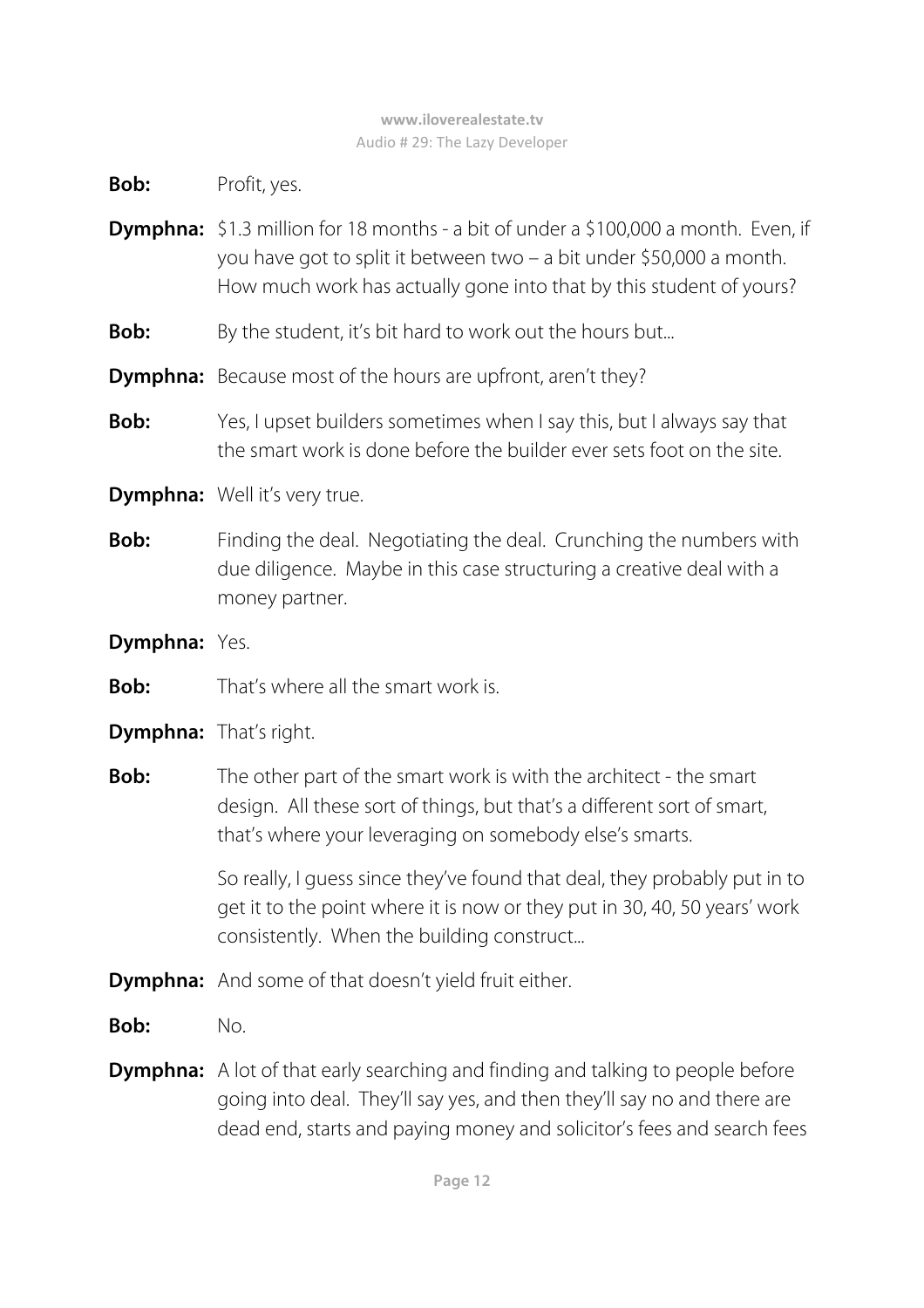**Bob:** Profit, yes.

**Dymphna:** $1.3 million for 18 months - a bit of under a $100,000 a month. Even, if you have got to split it between two – a bit under $50,000 a month. How much work has actually gone into that by this student of yours?

**Bob:** By the student, it's bit hard to work out the hours but...

**Dymphna:** Because most of the hours are upfront, aren't they?

**Bob:** Yes, I upset builders sometimes when I say this, but I always say that the smart work is done before the builder ever sets foot on the site.

**Dymphna:** Well it's very true.

**Bob:** Finding the deal. Negotiating the deal. Crunching the numbers with due diligence. Maybe in this case structuring a creative deal with a money partner.

**Dymphna:** Yes.

**Bob:** That's where all the smart work is.

**Dymphna:** That's right.

**Bob:** The other part of the smart work is with the architect - the smart design. All these sort of things, but that's a different sort of smart, that's where your leveraging on somebody else's smarts.

So really, I guess since they've found that deal, they probably put in to get it to the point where it is now or they put in 30, 40, 50 years' work consistently. When the building construct...

**Dymphna:** And some of that doesn't yield fruit either.

**Bob:** No.

**Dymphna:** A lot of that early searching and finding and talking to people before going into deal. They'll say yes, and then they'll say no and there are dead end, starts and paying money and solicitor's fees and search fees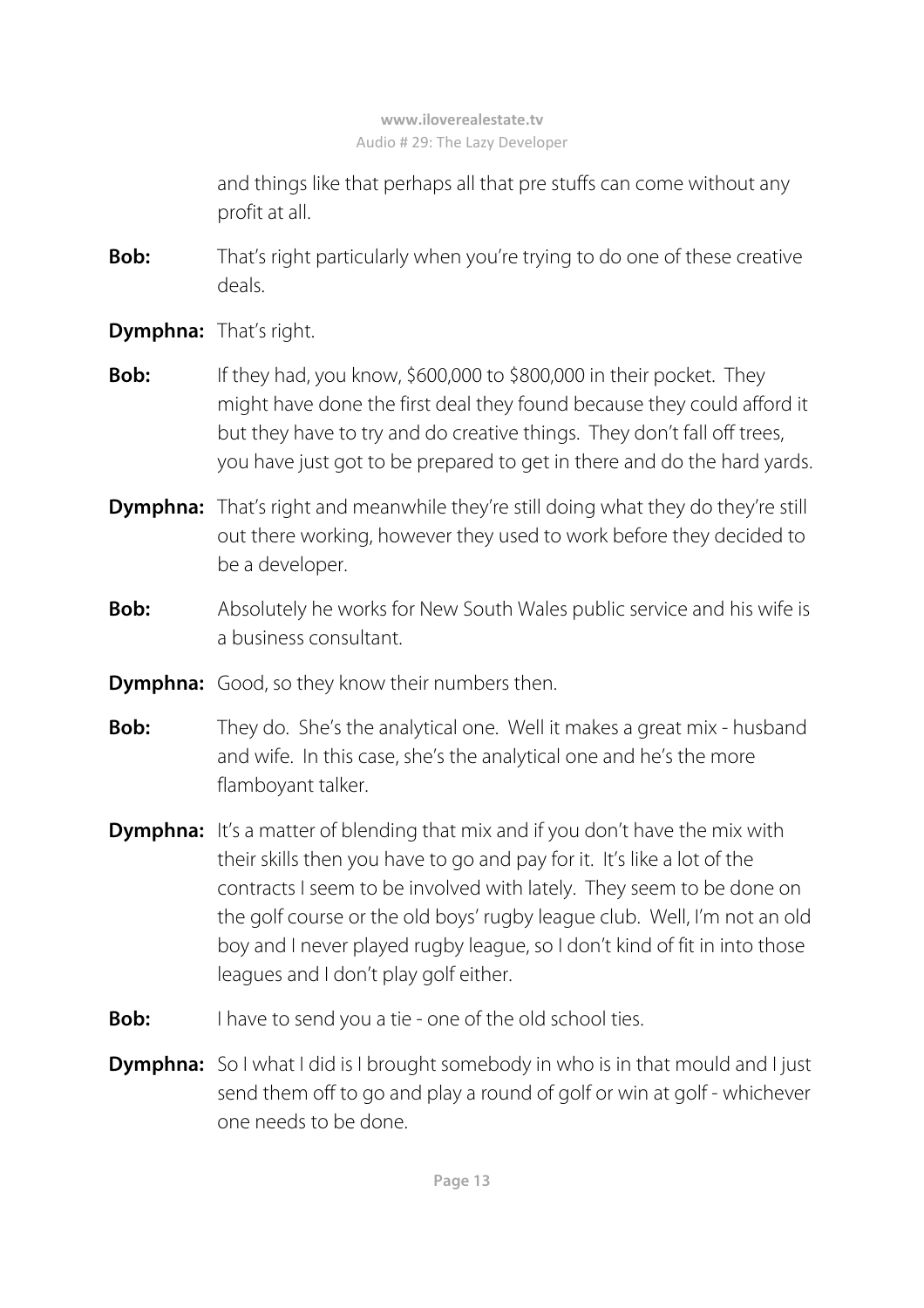and things like that perhaps all that pre stuffs can come without any profit at all.

**Bob:** That's right particularly when you're trying to do one of these creative deals.

**Dymphna:** That's right.

**Bob:** If they had, you know, $600,000 to $800,000 in their pocket. They might have done the first deal they found because they could afford it but they have to try and do creative things. They don't fall off trees, you have just got to be prepared to get in there and do the hard yards.

**Dymphna:** That's right and meanwhile they're still doing what they do they're still out there working, however they used to work before they decided to be a developer.

**Bob:** Absolutely he works for New South Wales public service and his wife is a business consultant.

**Dymphna:** Good, so they know their numbers then.

**Bob:** They do. She's the analytical one. Well it makes a great mix - husband and wife. In this case, she's the analytical one and he's the more flamboyant talker.

**Dymphna:** It's a matter of blending that mix and if you don't have the mix with their skills then you have to go and pay for it. It's like a lot of the contracts I seem to be involved with lately. They seem to be done on the golf course or the old boys' rugby league club. Well, I'm not an old boy and I never played rugby league, so I don't kind of fit in into those leagues and I don't play golf either.

**Bob:** I have to send you a tie - one of the old school ties.

**Dymphna:** So I what I did is I brought somebody in who is in that mould and I just send them off to go and play a round of golf or win at golf - whichever one needs to be done.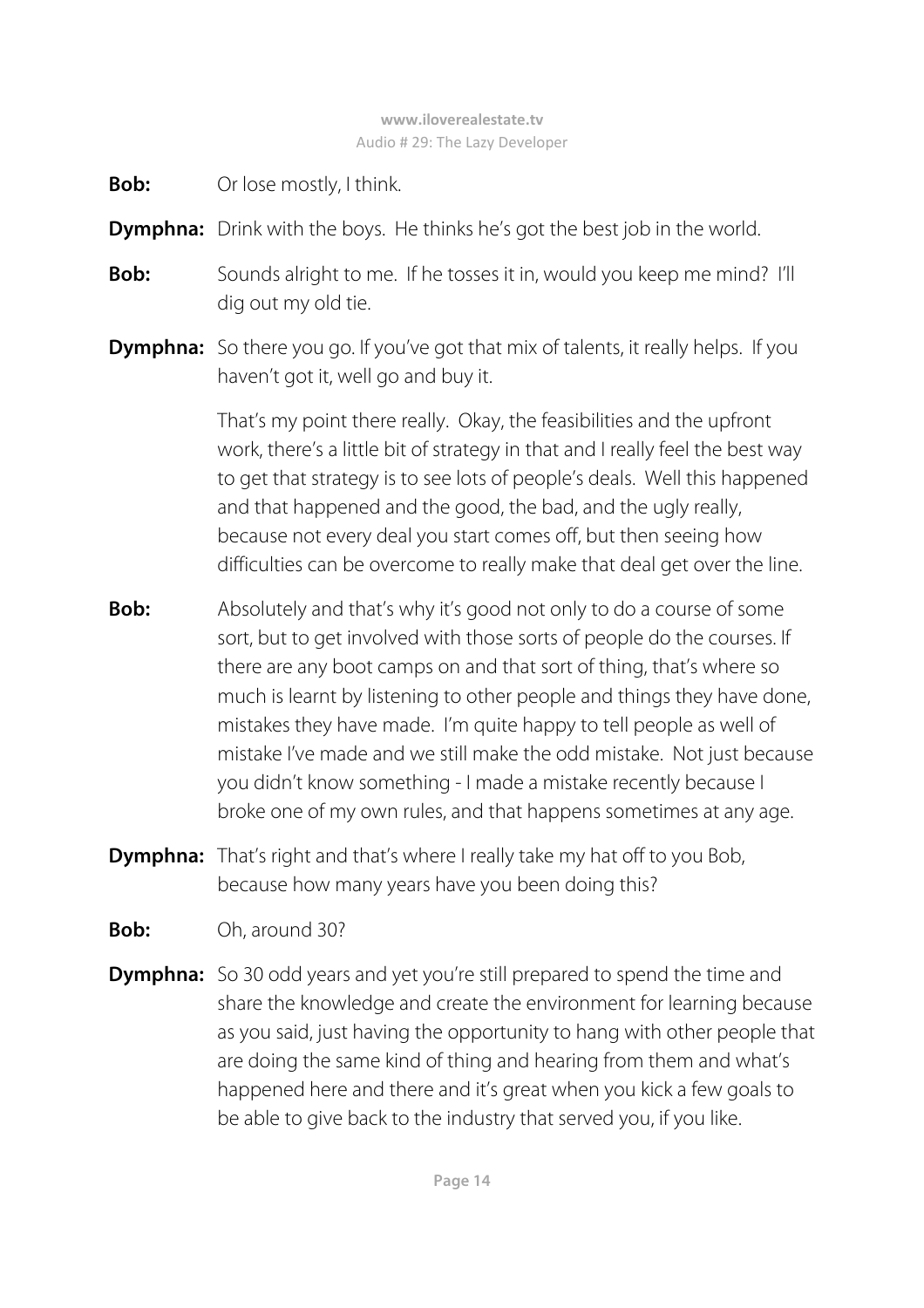**Bob:** Or lose mostly, I think.

**Dymphna:** Drink with the boys. He thinks he's got the best job in the world.

**Bob:** Sounds alright to me. If he tosses it in, would you keep me mind? I'll dig out my old tie.

**Dymphna:** So there you go. If you've got that mix of talents, it really helps. If you haven't got it, well go and buy it.

That's my point there really. Okay, the feasibilities and the upfront work, there's a little bit of strategy in that and I really feel the best way to get that strategy is to see lots of people's deals. Well this happened and that happened and the good, the bad, and the ugly really, because not every deal you start comes off, but then seeing how difficulties can be overcome to really make that deal get over the line.

**Bob:** Absolutely and that's why it's good not only to do a course of some sort, but to get involved with those sorts of people do the courses. If there are any boot camps on and that sort of thing, that's where so much is learnt by listening to other people and things they have done, mistakes they have made. I'm quite happy to tell people as well of mistake I've made and we still make the odd mistake. Not just because you didn't know something - I made a mistake recently because I broke one of my own rules, and that happens sometimes at any age.

**Dymphna:** That's right and that's where I really take my hat off to you Bob, because how many years have you been doing this?

**Bob:** Oh, around 30?

**Dymphna:** So 30 odd years and yet you're still prepared to spend the time and share the knowledge and create the environment for learning because as you said, just having the opportunity to hang with other people that are doing the same kind of thing and hearing from them and what's happened here and there and it's great when you kick a few goals to be able to give back to the industry that served you, if you like.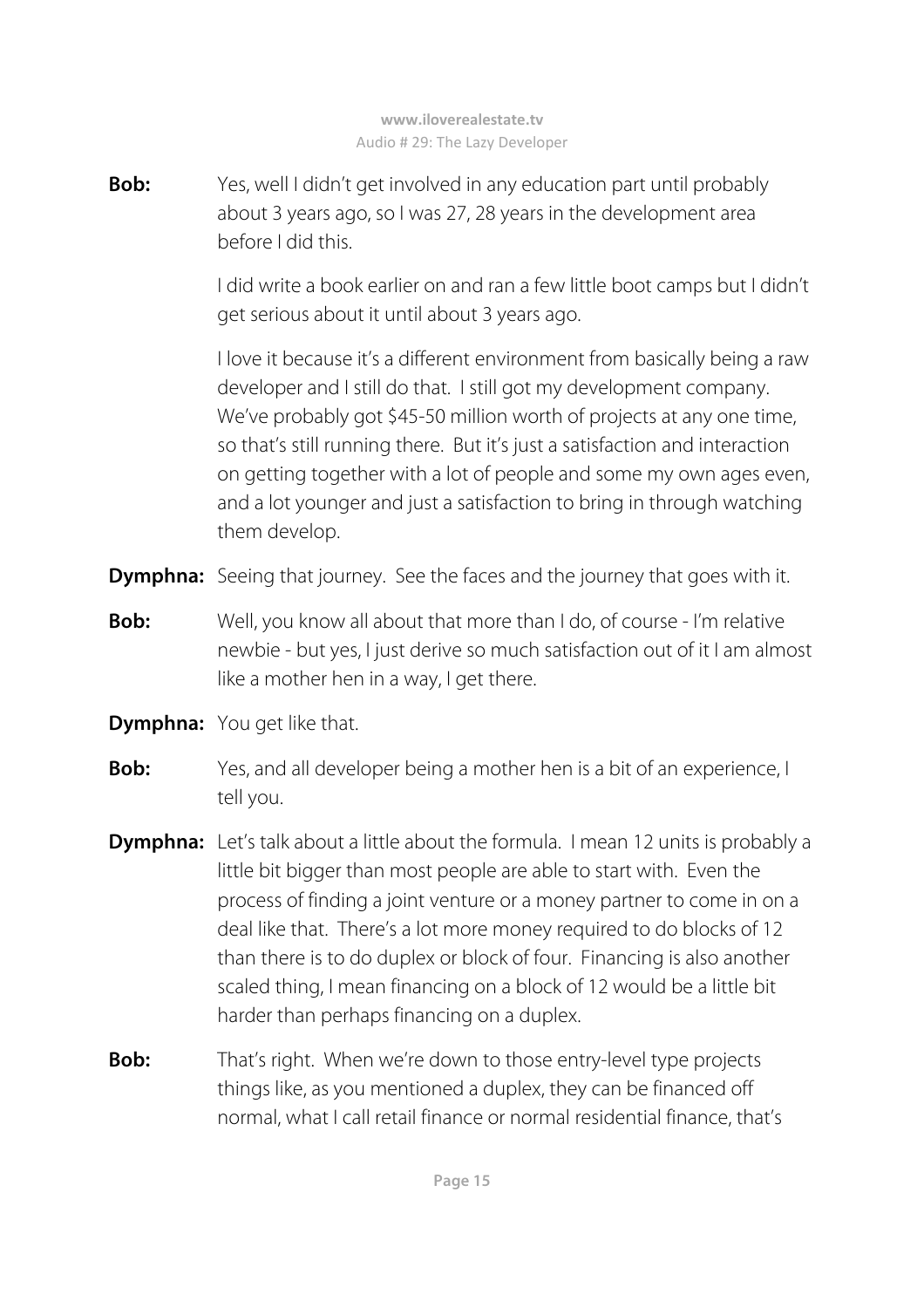**Bob:** Yes, well I didn't get involved in any education part until probably about 3 years ago, so I was 27, 28 years in the development area before I did this.

I did write a book earlier on and ran a few little boot camps but I didn't get serious about it until about 3 years ago.

I love it because it's a different environment from basically being a raw developer and I still do that. I still got my development company. We've probably got $45-50 million worth of projects at any one time, so that's still running there. But it's just a satisfaction and interaction on getting together with a lot of people and some my own ages even, and a lot younger and just a satisfaction to bring in through watching them develop.

**Dymphna:** Seeing that journey. See the faces and the journey that goes with it.

**Bob:** Well, you know all about that more than I do, of course - I'm relative newbie - but yes, I just derive so much satisfaction out of it I am almost like a mother hen in a way, I get there.

**Dymphna:** You get like that.

**Bob:** Yes, and all developer being a mother hen is a bit of an experience, I tell you.

**Dymphna:** Let's talk about a little about the formula. I mean 12 units is probably a little bit bigger than most people are able to start with. Even the process of finding a joint venture or a money partner to come in on a deal like that. There's a lot more money required to do blocks of 12 than there is to do duplex or block of four. Financing is also another scaled thing, I mean financing on a block of 12 would be a little bit harder than perhaps financing on a duplex.

**Bob:** That's right. When we're down to those entry-level type projects things like, as you mentioned a duplex, they can be financed off normal, what I call retail finance or normal residential finance, that's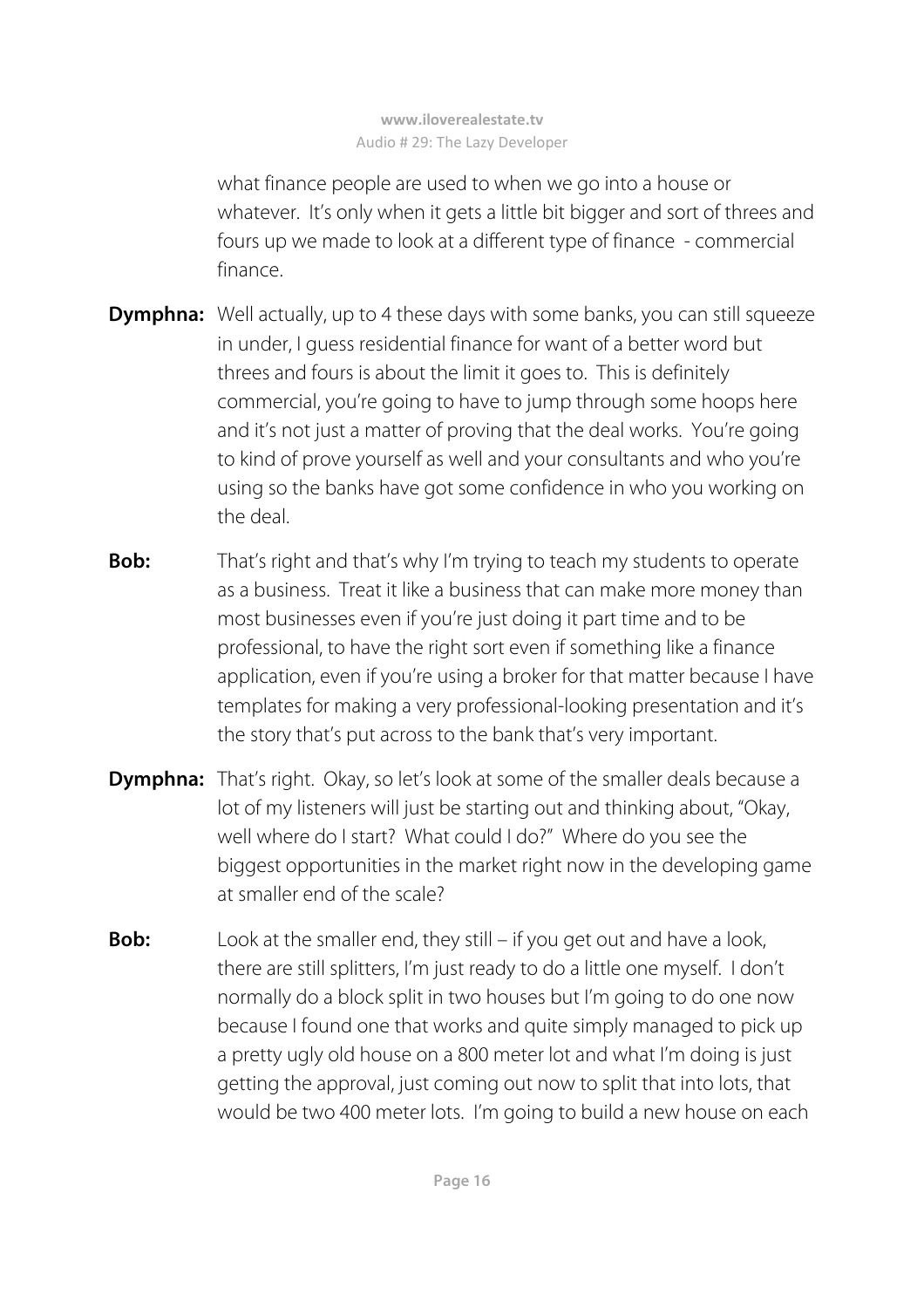what finance people are used to when we go into a house or whatever. It's only when it gets a little bit bigger and sort of threes and fours up we made to look at a different type of finance - commercial finance.

**Dymphna:** Well actually, up to 4 these days with some banks, you can still squeeze in under, I guess residential finance for want of a better word but threes and fours is about the limit it goes to. This is definitely commercial, you're going to have to jump through some hoops here and it's not just a matter of proving that the deal works. You're going to kind of prove yourself as well and your consultants and who you're using so the banks have got some confidence in who you working on the deal.

**Bob:** That's right and that's why I'm trying to teach my students to operate as a business. Treat it like a business that can make more money than most businesses even if you're just doing it part time and to be professional, to have the right sort even if something like a finance application, even if you're using a broker for that matter because I have templates for making a very professional-looking presentation and it's the story that's put across to the bank that's very important.

**Dymphna:** That's right. Okay, so let's look at some of the smaller deals because a lot of my listeners will just be starting out and thinking about, "Okay, well where do I start? What could I do?" Where do you see the biggest opportunities in the market right now in the developing game at smaller end of the scale?

**Bob:** Look at the smaller end, they still – if you get out and have a look, there are still splitters, I'm just ready to do a little one myself. I don't normally do a block split in two houses but I'm going to do one now because I found one that works and quite simply managed to pick up a pretty ugly old house on a 800 meter lot and what I'm doing is just getting the approval, just coming out now to split that into lots, that would be two 400 meter lots. I'm going to build a new house on each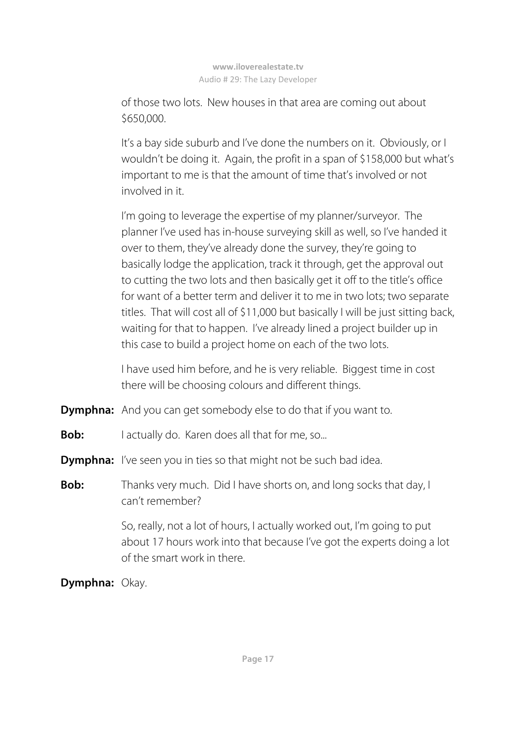of those two lots. New houses in that area are coming out about $650,000.

It's a bay side suburb and I've done the numbers on it. Obviously, or I wouldn't be doing it. Again, the profit in a span of $158,000 but what's important to me is that the amount of time that's involved or not involved in it.

I'm going to leverage the expertise of my planner/surveyor. The planner I've used has in-house surveying skill as well, so I've handed it over to them, they've already done the survey, they're going to basically lodge the application, track it through, get the approval out to cutting the two lots and then basically get it off to the title's office for want of a better term and deliver it to me in two lots; two separate titles. That will cost all of $11,000 but basically I will be just sitting back, waiting for that to happen. I've already lined a project builder up in this case to build a project home on each of the two lots.

I have used him before, and he is very reliable. Biggest time in cost there will be choosing colours and different things.

**Dymphna:** And you can get somebody else to do that if you want to.

**Bob:** I actually do. Karen does all that for me, so...

**Dymphna:** I've seen you in ties so that might not be such bad idea.

**Bob:** Thanks very much. Did I have shorts on, and long socks that day, I can't remember?

So, really, not a lot of hours, I actually worked out, I'm going to put about 17 hours work into that because I've got the experts doing a lot of the smart work in there.

**Dymphna:** Okay.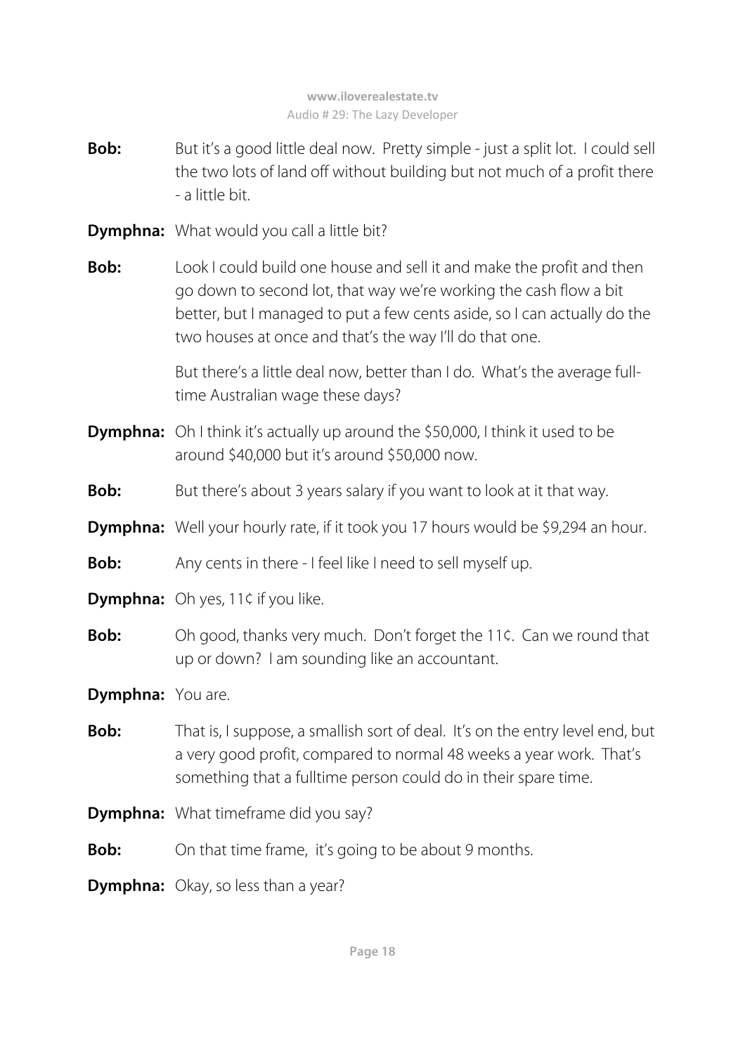**Bob:** But it's a good little deal now. Pretty simple - just a split lot. I could sell the two lots of land off without building but not much of a profit there - a little bit.

**Dymphna:** What would you call a little bit?

**Bob:** Look I could build one house and sell it and make the profit and then go down to second lot, that way we're working the cash flow a bit better, but I managed to put a few cents aside, so I can actually do the two houses at once and that's the way I'll do that one.

But there's a little deal now, better than I do. What's the average full-time Australian wage these days?

**Dymphna:** Oh I think it's actually up around the $50,000, I think it used to be around $40,000 but it's around $50,000 now.

**Bob:** But there's about 3 years salary if you want to look at it that way.

**Dymphna:** Well your hourly rate, if it took you 17 hours would be $9,294 an hour.

**Bob:** Any cents in there - I feel like I need to sell myself up.

**Dymphna:** Oh yes, 11¢ if you like.

**Bob:** Oh good, thanks very much. Don't forget the 11¢. Can we round that up or down? I am sounding like an accountant.

**Dymphna:** You are.

**Bob:** That is, I suppose, a smallish sort of deal. It's on the entry level end, but a very good profit, compared to normal 48 weeks a year work. That's something that a fulltime person could do in their spare time.

**Dymphna:** What timeframe did you say?

**Bob:** On that time frame, it's going to be about 9 months.

**Dymphna:** Okay, so less than a year?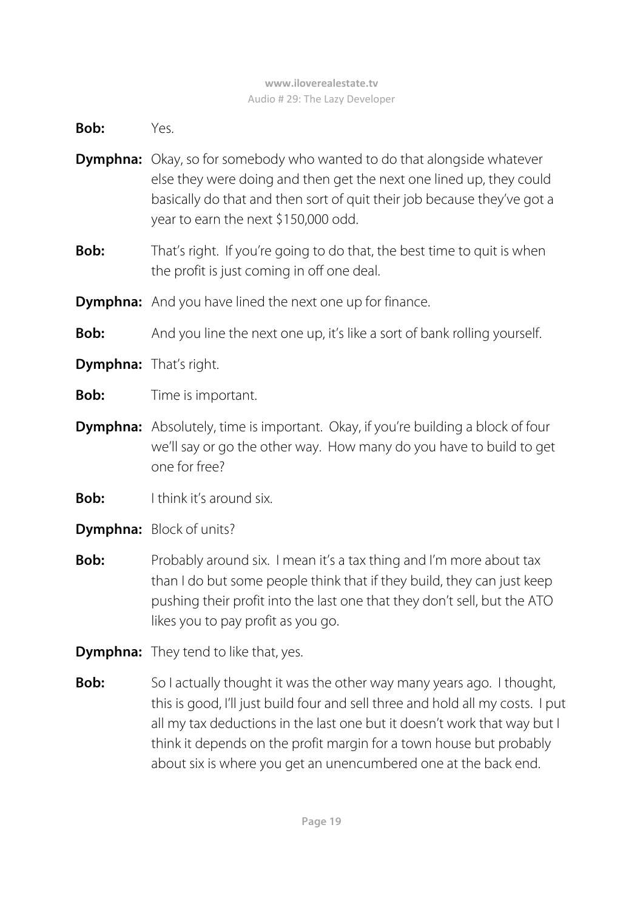**Bob:** Yes.

**Dymphna:** Okay, so for somebody who wanted to do that alongside whatever else they were doing and then get the next one lined up, they could basically do that and then sort of quit their job because they've got a year to earn the next $150,000 odd.

**Bob:** That's right. If you're going to do that, the best time to quit is when the profit is just coming in off one deal.

**Dymphna:** And you have lined the next one up for finance.

**Bob:** And you line the next one up, it's like a sort of bank rolling yourself.

**Dymphna:** That's right.

**Bob:** Time is important.

**Dymphna:** Absolutely, time is important. Okay, if you're building a block of four we'll say or go the other way. How many do you have to build to get one for free?

**Bob:** I think it's around six.

**Dymphna:** Block of units?

**Bob:** Probably around six. I mean it's a tax thing and I'm more about tax than I do but some people think that if they build, they can just keep pushing their profit into the last one that they don't sell, but the ATO likes you to pay profit as you go.

**Dymphna:** They tend to like that, yes.

**Bob:** So I actually thought it was the other way many years ago. I thought, this is good, I'll just build four and sell three and hold all my costs. I put all my tax deductions in the last one but it doesn't work that way but I think it depends on the profit margin for a town house but probably about six is where you get an unencumbered one at the back end.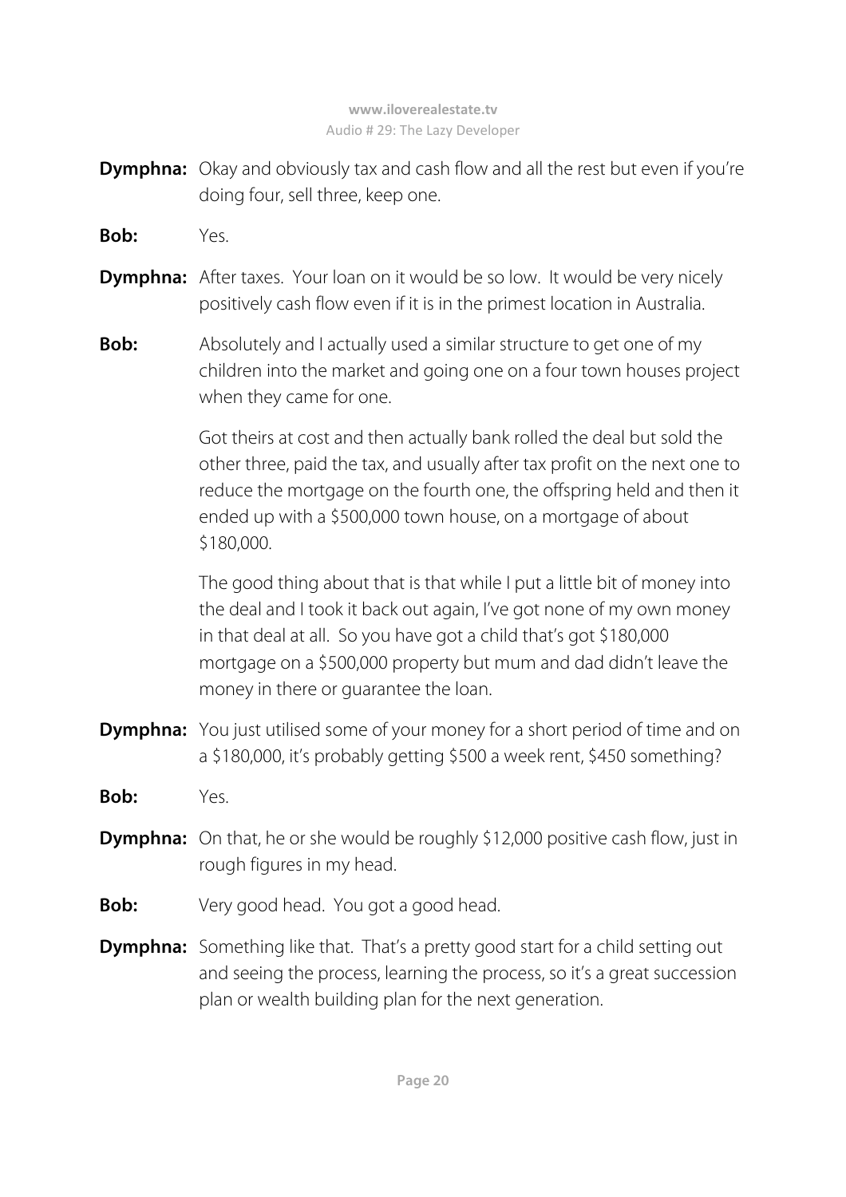**Dymphna:** Okay and obviously tax and cash flow and all the rest but even if you're doing four, sell three, keep one.

**Bob:** Yes.

**Dymphna:** After taxes. Your loan on it would be so low. It would be very nicely positively cash flow even if it is in the primest location in Australia.

**Bob:** Absolutely and I actually used a similar structure to get one of my children into the market and going one on a four town houses project when they came for one.

Got theirs at cost and then actually bank rolled the deal but sold the other three, paid the tax, and usually after tax profit on the next one to reduce the mortgage on the fourth one, the offspring held and then it ended up with a $500,000 town house, on a mortgage of about $180,000.

The good thing about that is that while I put a little bit of money into the deal and I took it back out again, I've got none of my own money in that deal at all. So you have got a child that's got $180,000 mortgage on a $500,000 property but mum and dad didn't leave the money in there or guarantee the loan.

**Dymphna:** You just utilised some of your money for a short period of time and on a $180,000, it's probably getting $500 a week rent, $450 something?

**Bob:** Yes.

**Dymphna:** On that, he or she would be roughly $12,000 positive cash flow, just in rough figures in my head.

**Bob:** Very good head. You got a good head.

**Dymphna:** Something like that. That's a pretty good start for a child setting out and seeing the process, learning the process, so it's a great succession plan or wealth building plan for the next generation.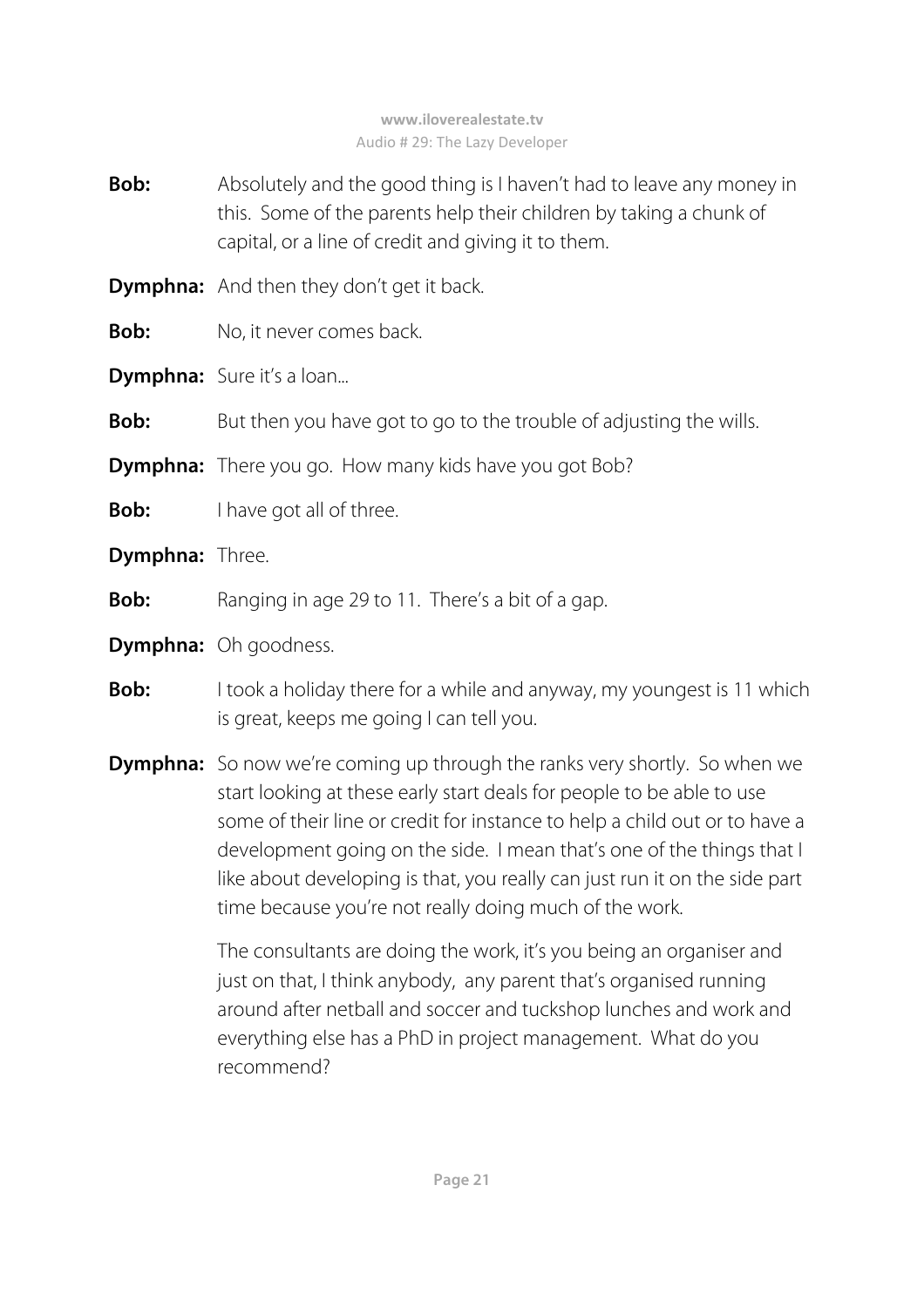**Bob:** Absolutely and the good thing is I haven't had to leave any money in this. Some of the parents help their children by taking a chunk of capital, or a line of credit and giving it to them.

**Dymphna:** And then they don't get it back.

**Bob:** No, it never comes back.

**Dymphna:** Sure it's a loan...

**Bob:** But then you have got to go to the trouble of adjusting the wills.

**Dymphna:** There you go. How many kids have you got Bob?

**Bob:** I have got all of three.

**Dymphna:** Three.

**Bob:** Ranging in age 29 to 11. There's a bit of a gap.

**Dymphna:** Oh goodness.

**Bob:** I took a holiday there for a while and anyway, my youngest is 11 which is great, keeps me going I can tell you.

**Dymphna:** So now we're coming up through the ranks very shortly. So when we start looking at these early start deals for people to be able to use some of their line or credit for instance to help a child out or to have a development going on the side. I mean that's one of the things that I like about developing is that, you really can just run it on the side part time because you're not really doing much of the work.

The consultants are doing the work, it's you being an organiser and just on that, I think anybody, any parent that's organised running around after netball and soccer and tuckshop lunches and work and everything else has a PhD in project management. What do you recommend?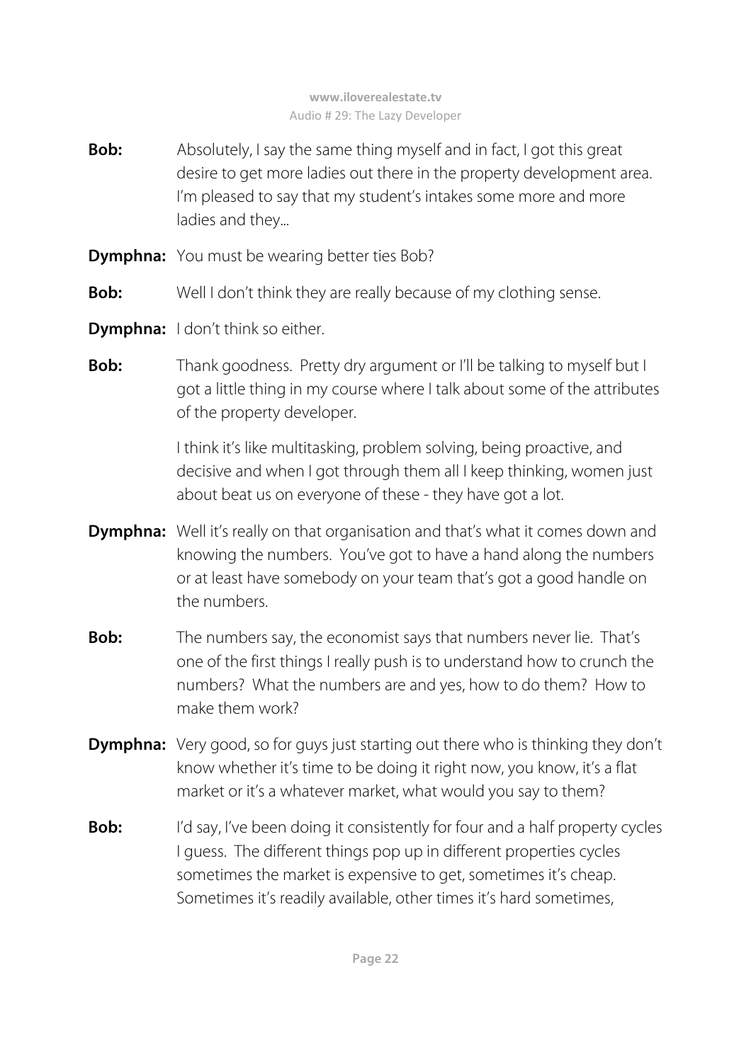**Bob:** Absolutely, I say the same thing myself and in fact, I got this great desire to get more ladies out there in the property development area. I'm pleased to say that my student's intakes some more and more ladies and they...

**Dymphna:** You must be wearing better ties Bob?

**Bob:** Well I don't think they are really because of my clothing sense.

**Dymphna:** I don't think so either.

**Bob:** Thank goodness. Pretty dry argument or I'll be talking to myself but I got a little thing in my course where I talk about some of the attributes of the property developer.

I think it's like multitasking, problem solving, being proactive, and decisive and when I got through them all I keep thinking, women just about beat us on everyone of these - they have got a lot.

**Dymphna:** Well it's really on that organisation and that's what it comes down and knowing the numbers. You've got to have a hand along the numbers or at least have somebody on your team that's got a good handle on the numbers.

**Bob:** The numbers say, the economist says that numbers never lie. That's one of the first things I really push is to understand how to crunch the numbers? What the numbers are and yes, how to do them? How to make them work?

**Dymphna:** Very good, so for guys just starting out there who is thinking they don't know whether it's time to be doing it right now, you know, it's a flat market or it's a whatever market, what would you say to them?

**Bob:** I'd say, I've been doing it consistently for four and a half property cycles I guess. The different things pop up in different properties cycles sometimes the market is expensive to get, sometimes it's cheap. Sometimes it's readily available, other times it's hard sometimes,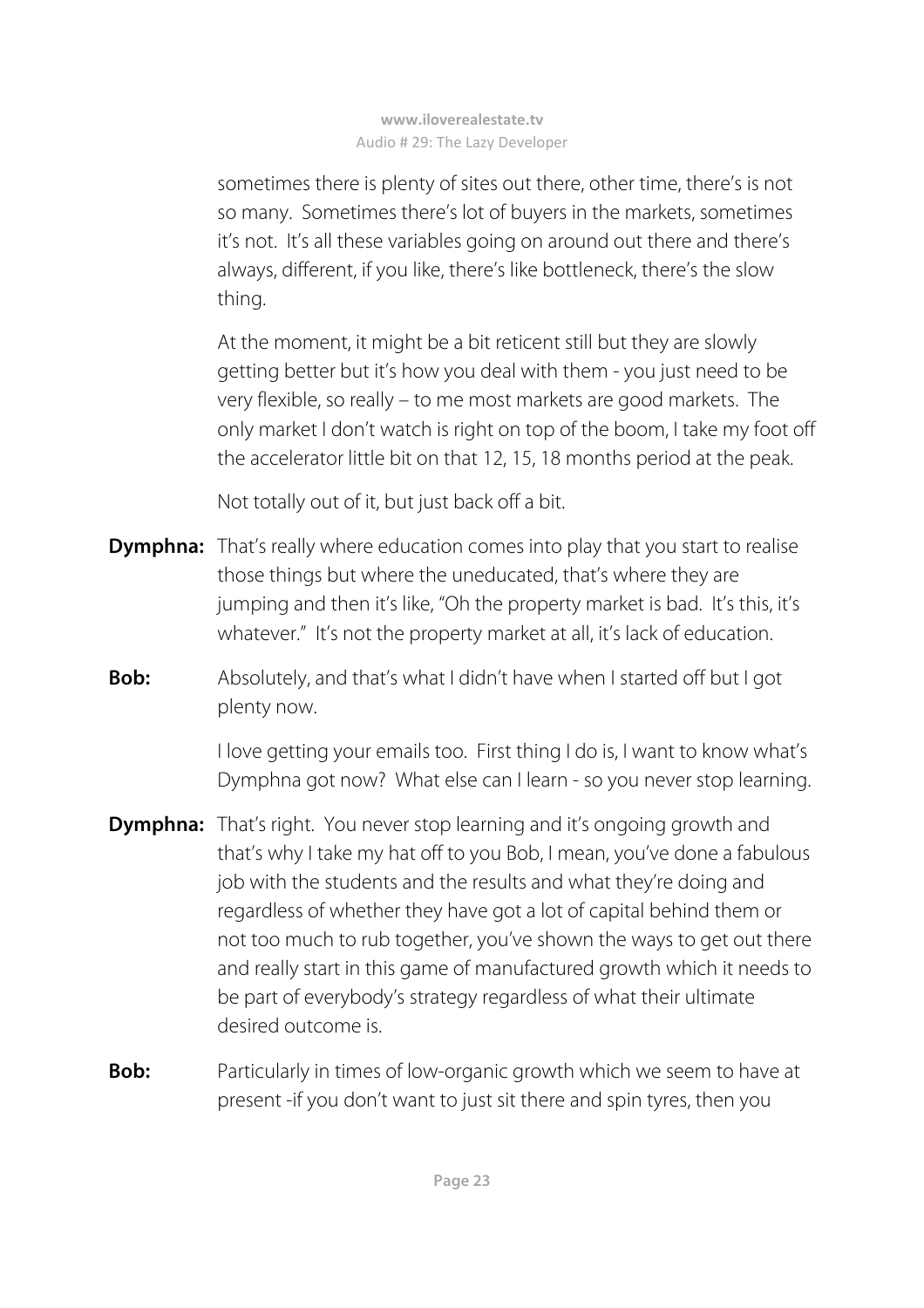sometimes there is plenty of sites out there, other time, there's is not so many. Sometimes there's lot of buyers in the markets, sometimes it's not. It's all these variables going on around out there and there's always, different, if you like, there's like bottleneck, there's the slow thing.

At the moment, it might be a bit reticent still but they are slowly getting better but it's how you deal with them - you just need to be very flexible, so really – to me most markets are good markets. The only market I don't watch is right on top of the boom, I take my foot off the accelerator little bit on that 12, 15, 18 months period at the peak.

Not totally out of it, but just back off a bit.

**Dymphna:** That's really where education comes into play that you start to realise those things but where the uneducated, that's where they are jumping and then it's like, "Oh the property market is bad. It's this, it's whatever." It's not the property market at all, it's lack of education.

**Bob:** Absolutely, and that's what I didn't have when I started off but I got plenty now.

I love getting your emails too. First thing I do is, I want to know what's Dymphna got now? What else can I learn - so you never stop learning.

**Dymphna:** That's right. You never stop learning and it's ongoing growth and that's why I take my hat off to you Bob, I mean, you've done a fabulous job with the students and the results and what they're doing and regardless of whether they have got a lot of capital behind them or not too much to rub together, you've shown the ways to get out there and really start in this game of manufactured growth which it needs to be part of everybody's strategy regardless of what their ultimate desired outcome is.

**Bob:** Particularly in times of low-organic growth which we seem to have at present -if you don't want to just sit there and spin tyres, then you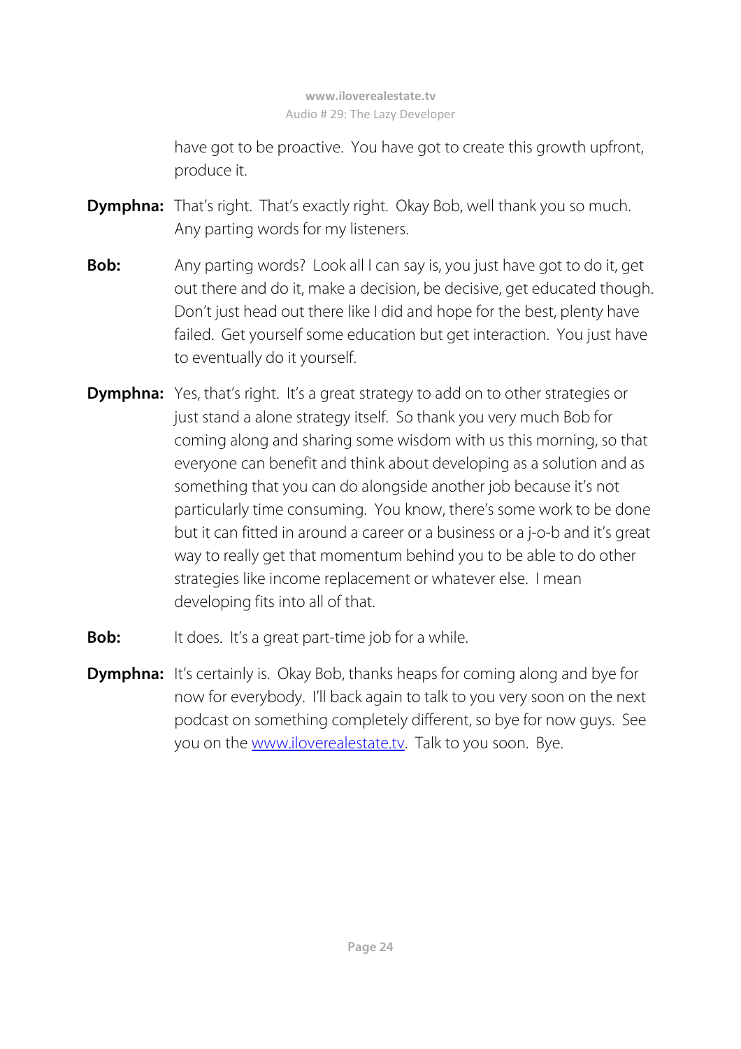have got to be proactive. You have got to create this growth upfront, produce it.

**Dymphna:** That's right. That's exactly right. Okay Bob, well thank you so much. Any parting words for my listeners.

**Bob:** Any parting words? Look all I can say is, you just have got to do it, get out there and do it, make a decision, be decisive, get educated though. Don't just head out there like I did and hope for the best, plenty have failed. Get yourself some education but get interaction. You just have to eventually do it yourself.

**Dymphna:** Yes, that's right. It's a great strategy to add on to other strategies or just stand a alone strategy itself. So thank you very much Bob for coming along and sharing some wisdom with us this morning, so that everyone can benefit and think about developing as a solution and as something that you can do alongside another job because it's not particularly time consuming. You know, there's some work to be done but it can fitted in around a career or a business or a j-o-b and it's great way to really get that momentum behind you to be able to do other strategies like income replacement or whatever else. I mean developing fits into all of that.

**Bob:** It does. It's a great part-time job for a while.

**Dymphna:** It's certainly is. Okay Bob, thanks heaps for coming along and bye for now for everybody. I'll back again to talk to you very soon on the next podcast on something completely different, so bye for now guys. See you on the [www.iloverealestate.tv](www.iloverealestate.tv). Talk to you soon. Bye.